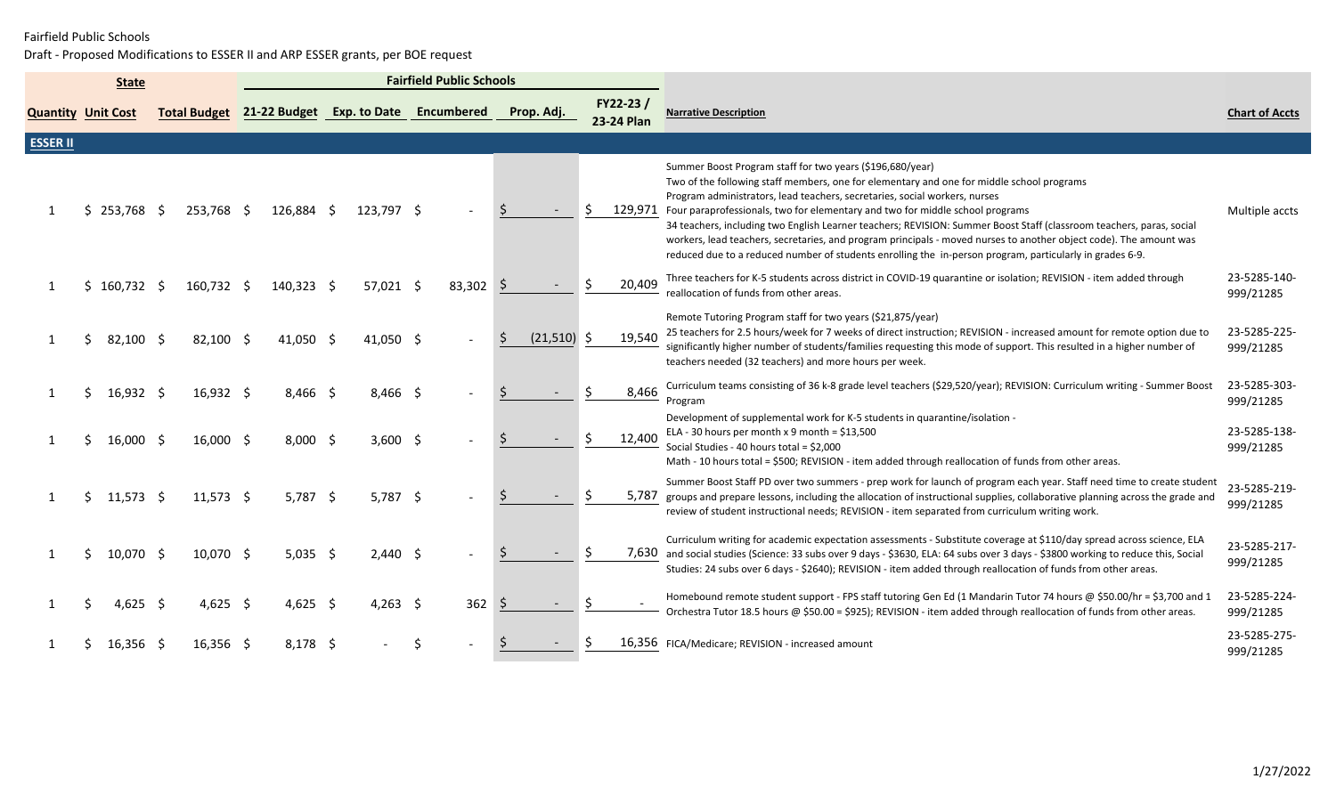Fairfield Public Schools

Draft - Proposed Modifications to ESSER II and ARP ESSER grants, per BOE request

| State | | | Fairfield Public Schools | | | | | | | |
|---|---|---|---|---|---|---|---|---|---|
| **Quantity** | **Unit Cost** | **Total Budget** | **21-22 Budget** | **Exp. to Date** | **Encumbered** | **Prop. Adj.** | **FY22-23 / 23-24 Plan** | **Narrative Description** | **Chart of Accts** |
| **ESSER II** | | | | | | | | | |
| 1 | $ 253,768 | $ 253,768 | $ 126,884 | $ 123,797 | $ - | $ - | $ 129,971 | Summer Boost Program staff for two years ($196,680/year) Two of the following staff members, one for elementary and one for middle school programs Program administrators, lead teachers, secretaries, social workers, nurses Four paraprofessionals, two for elementary and two for middle school programs 34 teachers, including two English Learner teachers; REVISION: Summer Boost Staff (classroom teachers, paras, social workers, lead teachers, secretaries, and program principals - moved nurses to another object code). The amount was reduced due to a reduced number of students enrolling the in-person program, particularly in grades 6-9. | Multiple accts |
| 1 | $ 160,732 | $ 160,732 | $ 140,323 | $ 57,021 | $ 83,302 | $ - | $ 20,409 | Three teachers for K-5 students across district in COVID-19 quarantine or isolation; REVISION - item added through reallocation of funds from other areas. | 23-5285-140-999/21285 |
| 1 | $ 82,100 | $ 82,100 | $ 41,050 | $ 41,050 | $ - | $ (21,510) | $ 19,540 | Remote Tutoring Program staff for two years ($21,875/year) 25 teachers for 2.5 hours/week for 7 weeks of direct instruction; REVISION - increased amount for remote option due to significantly higher number of students/families requesting this mode of support. This resulted in a higher number of teachers needed (32 teachers) and more hours per week. | 23-5285-225-999/21285 |
| 1 | $ 16,932 | $ 16,932 | $ 8,466 | $ 8,466 | $ - | $ - | $ 8,466 | Curriculum teams consisting of 36 k-8 grade level teachers ($29,520/year); REVISION: Curriculum writing - Summer Boost Program | 23-5285-303-999/21285 |
| 1 | $ 16,000 | $ 16,000 | $ 8,000 | $ 3,600 | $ - | $ - | $ 12,400 | Development of supplemental work for K-5 students in quarantine/isolation - ELA - 30 hours per month x 9 month = $13,500 Social Studies - 40 hours total = $2,000 Math - 10 hours total = $500; REVISION - item added through reallocation of funds from other areas. | 23-5285-138-999/21285 |
| 1 | $ 11,573 | $ 11,573 | $ 5,787 | $ 5,787 | $ - | $ - | $ 5,787 | Summer Boost Staff PD over two summers - prep work for launch of program each year. Staff need time to create student groups and prepare lessons, including the allocation of instructional supplies, collaborative planning across the grade and review of student instructional needs; REVISION - item separated from curriculum writing work. | 23-5285-219-999/21285 |
| 1 | $ 10,070 | $ 10,070 | $ 5,035 | $ 2,440 | $ - | $ - | $ 7,630 | Curriculum writing for academic expectation assessments - Substitute coverage at $110/day spread across science, ELA and social studies (Science: 33 subs over 9 days - $3630, ELA: 64 subs over 3 days - $3800 working to reduce this, Social Studies: 24 subs over 6 days - $2640); REVISION - item added through reallocation of funds from other areas. | 23-5285-217-999/21285 |
| 1 | $ 4,625 | $ 4,625 | $ 4,625 | $ 4,263 | $ 362 | $ - | $ - | Homebound remote student support - FPS staff tutoring Gen Ed (1 Mandarin Tutor 74 hours @ $50.00/hr = $3,700 and 1 Orchestra Tutor 18.5 hours @ $50.00 = $925); REVISION - item added through reallocation of funds from other areas. | 23-5285-224-999/21285 |
| 1 | $ 16,356 | $ 16,356 | $ 8,178 | $ - | $ - | $ - | $ 16,356 | FICA/Medicare; REVISION - increased amount | 23-5285-275-999/21285 |

1/27/2022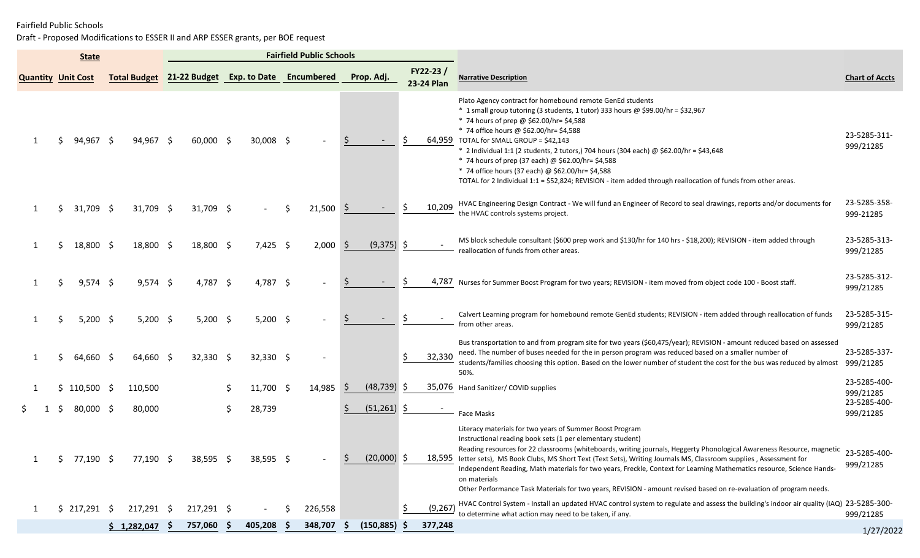Fairfield Public Schools

Draft - Proposed Modifications to ESSER II and ARP ESSER grants, per BOE request

| State | | | Fairfield Public Schools | | | | | | |
|---|---|---|---|---|---|---|---|---|---|
| Quantity | Unit Cost | Total Budget | 21-22 Budget | Exp. to Date | Encumbered | Prop. Adj. | FY22-23 / 23-24 Plan | Narrative Description | Chart of Accts |
| 1 | $ 94,967 | $ 94,967 | $ 60,000 | $ 30,008 | $ - | $ - | $ 64,959 | Plato Agency contract for homebound remote GenEd students<br>* 1 small group tutoring (3 students, 1 tutor) 333 hours @ $99.00/hr = $32,967<br>* 74 hours of prep @ $62.00/hr= $4,588<br>* 74 office hours @ $62.00/hr= $4,588<br>TOTAL for SMALL GROUP = $42,143<br>* 2 Individual 1:1 (2 students, 2 tutors,) 704 hours (304 each) @ $62.00/hr = $43,648<br>* 74 hours of prep (37 each) @ $62.00/hr= $4,588<br>* 74 office hours (37 each) @ $62.00/hr= $4,588<br>TOTAL for 2 Individual 1:1 = $52,824; REVISION - item added through reallocation of funds from other areas. | 23-5285-311-999/21285 |
| 1 | $ 31,709 | $ 31,709 | $ 31,709 | $ - | $ 21,500 | $ - | $ 10,209 | HVAC Engineering Design Contract - We will fund an Engineer of Record to seal drawings, reports and/or documents for the HVAC controls systems project. | 23-5285-358-999-21285 |
| 1 | $ 18,800 | $ 18,800 | $ 18,800 | $ 7,425 | $ 2,000 | $ (9,375) | $ - | MS block schedule consultant ($600 prep work and $130/hr for 140 hrs - $18,200); REVISION - item added through reallocation of funds from other areas. | 23-5285-313-999/21285 |
| 1 | $ 9,574 | $ 9,574 | $ 4,787 | $ 4,787 | $ - | $ - | $ 4,787 | Nurses for Summer Boost Program for two years; REVISION - item moved from object code 100 - Boost staff. | 23-5285-312-999/21285 |
| 1 | $ 5,200 | $ 5,200 | $ 5,200 | $ 5,200 | $ - | $ - | $ - | Calvert Learning program for homebound remote GenEd students; REVISION - item added through reallocation of funds from other areas. | 23-5285-315-999/21285 |
| 1 | $ 64,660 | $ 64,660 | $ 32,330 | $ 32,330 | $ - | | $ 32,330 | Bus transportation to and from program site for two years ($60,475/year); REVISION - amount reduced based on assessed need. The number of buses needed for the in person program was reduced based on a smaller number of students/families choosing this option. Based on the lower number of student the cost for the bus was reduced by almost 50%. | 23-5285-337-999/21285 |
| 1 | $ 110,500 | $ 110,500 | | $ 11,700 | $ 14,985 | $ (48,739) | $ 35,076 | Hand Sanitizer/ COVID supplies | 23-5285-400-999/21285 |
| $ 1 | $ 80,000 | $ 80,000 | | $ 28,739 | | $ (51,261) | $ - | Face Masks | 23-5285-400-999/21285 |
| 1 | $ 77,190 | $ 77,190 | $ 38,595 | $ 38,595 | $ - | $ (20,000) | $ 18,595 | Literacy materials for two years of Summer Boost Program<br>Instructional reading book sets (1 per elementary student)<br>Reading resources for 22 classrooms (whiteboards, writing journals, Heggerty Phonological Awareness Resource, magnetic letter sets), MS Book Clubs, MS Short Text (Text Sets), Writing Journals MS, Classroom supplies , Assessment for Independent Reading, Math materials for two years, Freckle, Context for Learning Mathematics resource, Science Hands-on materials<br>Other Performance Task Materials for two years, REVISION - amount revised based on re-evaluation of program needs. | 23-5285-400-999/21285 |
| 1 | $ 217,291 | $ 217,291 | $ 217,291 | $ - | $ 226,558 | | $ (9,267) | HVAC Control System - Install an updated HVAC control system to regulate and assess the building's indoor air quality (IAQ) to determine what action may need to be taken, if any. | 23-5285-300-999/21285 |
| | | $ 1,282,047 | $ 757,060 | $ 405,208 | $ 348,707 | $ (150,885) | $ 377,248 | | |

1/27/2022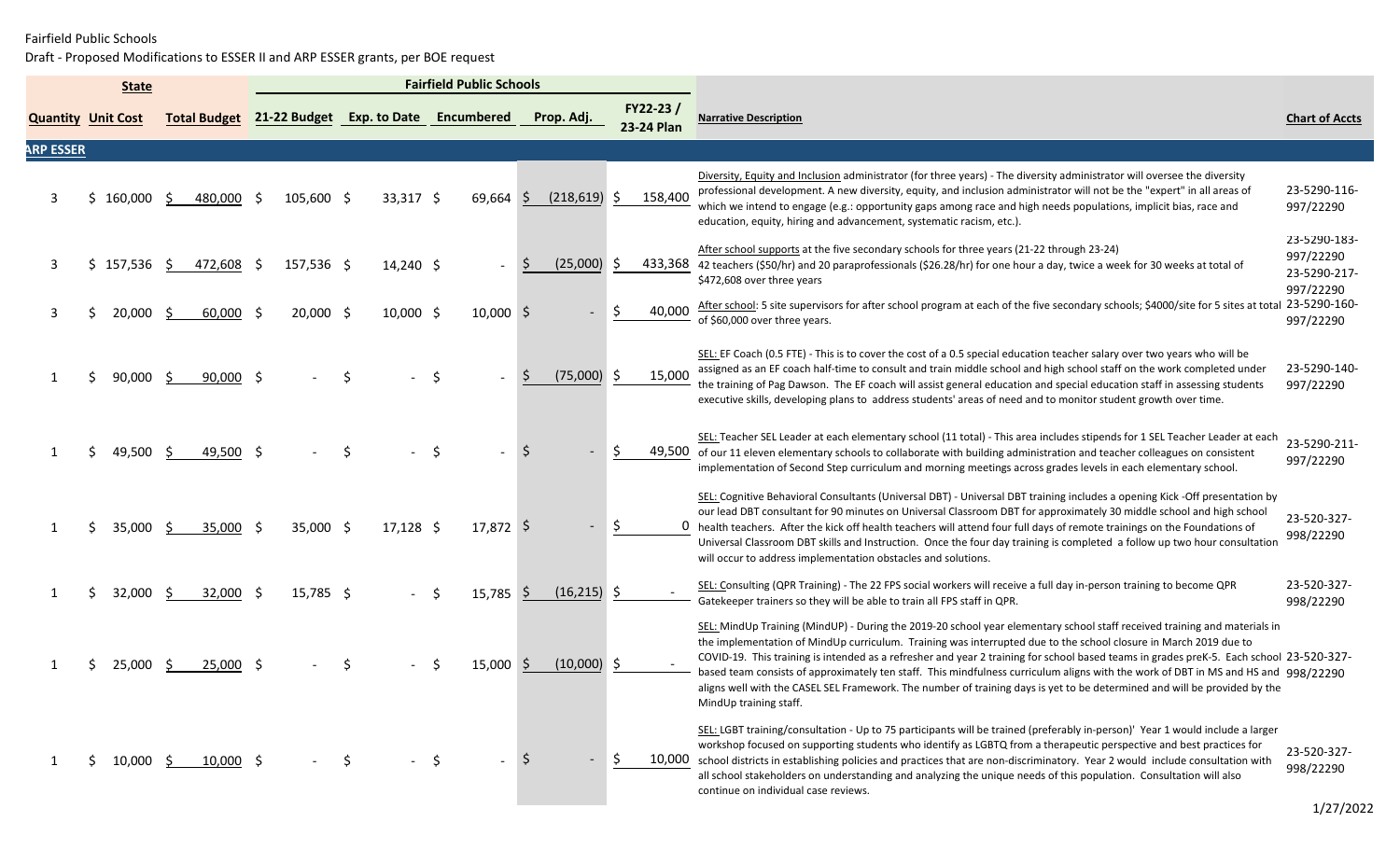Fairfield Public Schools

Draft - Proposed Modifications to ESSER II and ARP ESSER grants, per BOE request

| State | | | Fairfield Public Schools | | | | | | | |
|---|---|---|---|---|---|---|---|---|---|
| **Quantity** | **Unit Cost** | **Total Budget** | **21-22 Budget** | **Exp. to Date** | **Encumbered** | **Prop. Adj.** | **FY22-23 / 23-24 Plan** | **Narrative Description** | **Chart of Accts** |
| **ARP ESSER** | | | | | | | | | |
| 3 | $ 160,000 | $ 480,000 | $ 105,600 | $ 33,317 | $ 69,664 | $ (218,619) | $ 158,400 | Diversity, Equity and Inclusion administrator (for three years) - The diversity administrator will oversee the diversity professional development. A new diversity, equity, and inclusion administrator will not be the "expert" in all areas of which we intend to engage (e.g.: opportunity gaps among race and high needs populations, implicit bias, race and education, equity, hiring and advancement, systematic racism, etc.). | 23-5290-116-997/22290 |
| 3 | $ 157,536 | $ 472,608 | $ 157,536 | $ 14,240 | $ - | $ (25,000) | $ 433,368 | After school supports at the five secondary schools for three years (21-22 through 23-24) 42 teachers ($50/hr) and 20 paraprofessionals ($26.28/hr) for one hour a day, twice a week for 30 weeks at total of $472,608 over three years | 23-5290-183-997/22290 23-5290-217-997/22290 |
| 3 | $ 20,000 | $ 60,000 | $ 20,000 | $ 10,000 | $ 10,000 | $ - | $ 40,000 | After school: 5 site supervisors for after school program at each of the five secondary schools; $4000/site for 5 sites at total of $60,000 over three years. | 23-5290-160-997/22290 |
| 1 | $ 90,000 | $ 90,000 | $ - | $ - | $ - | $ (75,000) | $ 15,000 | SEL: EF Coach (0.5 FTE) - This is to cover the cost of a 0.5 special education teacher salary over two years who will be assigned as an EF coach half-time to consult and train middle school and high school staff on the work completed under the training of Pag Dawson. The EF coach will assist general education and special education staff in assessing students executive skills, developing plans to address students' areas of need and to monitor student growth over time. | 23-5290-140-997/22290 |
| 1 | $ 49,500 | $ 49,500 | $ - | $ - | $ - | $ - | $ 49,500 | SEL: Teacher SEL Leader at each elementary school (11 total) - This area includes stipends for 1 SEL Teacher Leader at each of our 11 eleven elementary schools to collaborate with building administration and teacher colleagues on consistent implementation of Second Step curriculum and morning meetings across grades levels in each elementary school. | 23-5290-211-997/22290 |
| 1 | $ 35,000 | $ 35,000 | $ 35,000 | $ 17,128 | $ 17,872 | $ - | $ 0 | SEL: Cognitive Behavioral Consultants (Universal DBT) - Universal DBT training includes a opening Kick -Off presentation by our lead DBT consultant for 90 minutes on Universal Classroom DBT for approximately 30 middle school and high school health teachers. After the kick off health teachers will attend four full days of remote trainings on the Foundations of Universal Classroom DBT skills and Instruction. Once the four day training is completed a follow up two hour consultation will occur to address implementation obstacles and solutions. | 23-520-327-998/22290 |
| 1 | $ 32,000 | $ 32,000 | $ 15,785 | $ - | $ 15,785 | $ (16,215) | $ - | SEL: Consulting (QPR Training) - The 22 FPS social workers will receive a full day in-person training to become QPR Gatekeeper trainers so they will be able to train all FPS staff in QPR. | 23-520-327-998/22290 |
| 1 | $ 25,000 | $ 25,000 | $ - | $ - | $ 15,000 | $ (10,000) | $ - | SEL: MindUp Training (MindUP) - During the 2019-20 school year elementary school staff received training and materials in the implementation of MindUp curriculum. Training was interrupted due to the school closure in March 2019 due to COVID-19. This training is intended as a refresher and year 2 training for school based teams in grades preK-5. Each school based team consists of approximately ten staff. This mindfulness curriculum aligns with the work of DBT in MS and HS and aligns well with the CASEL SEL Framework. The number of training days is yet to be determined and will be provided by the MindUp training staff. | 23-520-327-998/22290 |
| 1 | $ 10,000 | $ 10,000 | $ - | $ - | $ - | $ - | $ 10,000 | SEL: LGBT training/consultation - Up to 75 participants will be trained (preferably in-person)' Year 1 would include a larger workshop focused on supporting students who identify as LGBTQ from a therapeutic perspective and best practices for school districts in establishing policies and practices that are non-discriminatory. Year 2 would include consultation with all school stakeholders on understanding and analyzing the unique needs of this population. Consultation will also continue on individual case reviews. | 23-520-327-998/22290 |

1/27/2022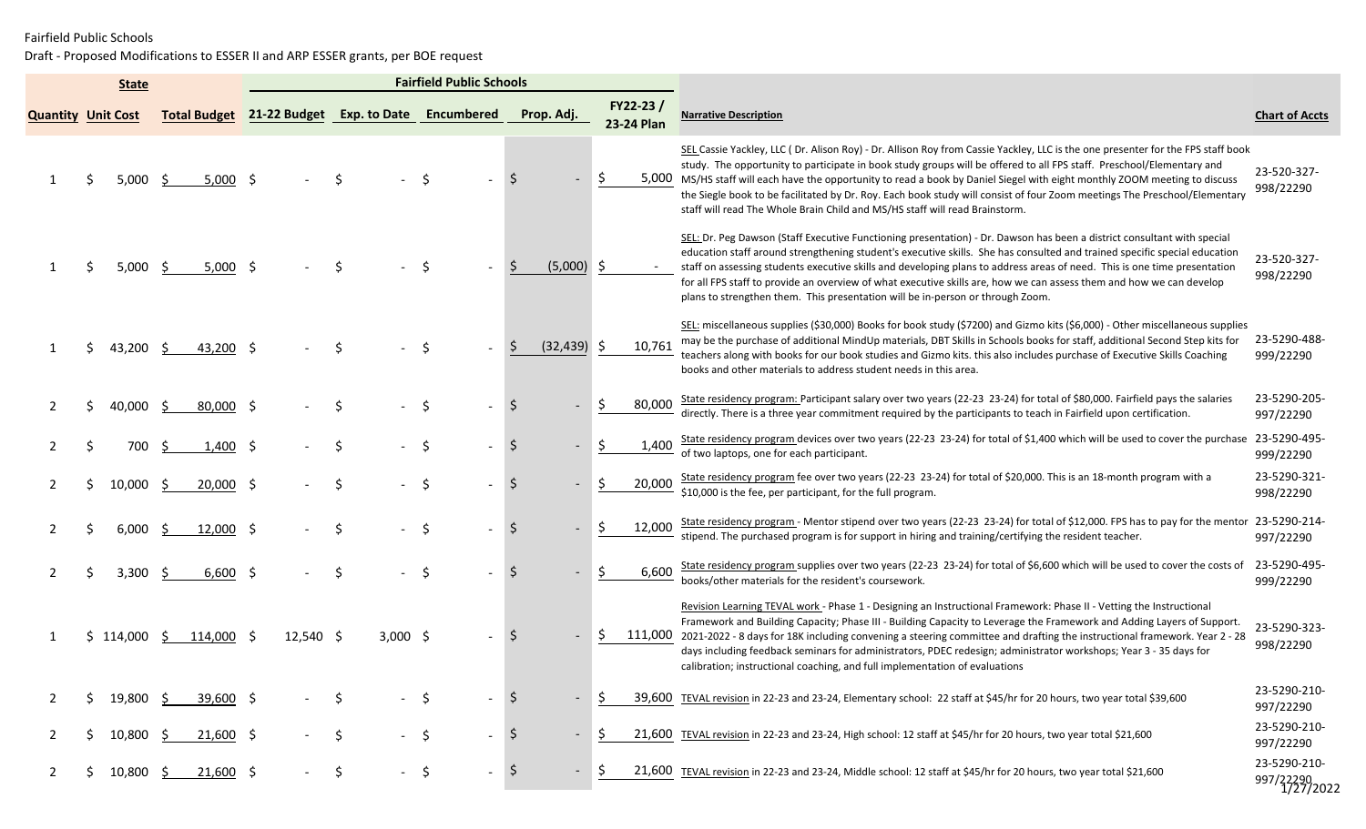Fairfield Public Schools

Draft - Proposed Modifications to ESSER II and ARP ESSER grants, per BOE request

| State | | | Fairfield Public Schools | | | | | | | |
|---|---|---|---|---|---|---|---|---|---|---|
| Quantity | Unit Cost | Total Budget | 21-22 Budget | Exp. to Date | Encumbered | Prop. Adj. | FY22-23 / 23-24 Plan | Narrative Description | Chart of Accts |
| 1 | $ 5,000 | $ 5,000 | $ - | $ - | $ - | $ - | $ 5,000 | SEL Cassie Yackley, LLC ( Dr. Alison Roy) - Dr. Allison Roy from Cassie Yackley, LLC is the one presenter for the FPS staff book study. The opportunity to participate in book study groups will be offered to all FPS staff. Preschool/Elementary and MS/HS staff will each have the opportunity to read a book by Daniel Siegel with eight monthly ZOOM meeting to discuss the Siegle book to be facilitated by Dr. Roy. Each book study will consist of four Zoom meetings The Preschool/Elementary staff will read The Whole Brain Child and MS/HS staff will read Brainstorm. | 23-520-327-998/22290 |
| 1 | $ 5,000 | $ 5,000 | $ - | $ - | $ - | $ (5,000) | $ - | SEL: Dr. Peg Dawson (Staff Executive Functioning presentation) - Dr. Dawson has been a district consultant with special education staff around strengthening student's executive skills. She has consulted and trained specific special education staff on assessing students executive skills and developing plans to address areas of need. This is one time presentation for all FPS staff to provide an overview of what executive skills are, how we can assess them and how we can develop plans to strengthen them. This presentation will be in-person or through Zoom. | 23-520-327-998/22290 |
| 1 | $ 43,200 | $ 43,200 | $ - | $ - | $ - | $ (32,439) | $ 10,761 | SEL: miscellaneous supplies ($30,000) Books for book study ($7200) and Gizmo kits ($6,000) - Other miscellaneous supplies may be the purchase of additional MindUp materials, DBT Skills in Schools books for staff, additional Second Step kits for teachers along with books for our book studies and Gizmo kits. this also includes purchase of Executive Skills Coaching books and other materials to address student needs in this area. | 23-5290-488-999/22290 |
| 2 | $ 40,000 | $ 80,000 | $ - | $ - | $ - | $ - | $ 80,000 | State residency program: Participant salary over two years (22-23 23-24) for total of $80,000. Fairfield pays the salaries directly. There is a three year commitment required by the participants to teach in Fairfield upon certification. | 23-5290-205-997/22290 |
| 2 | $ 700 | $ 1,400 | $ - | $ - | $ - | $ - | $ 1,400 | State residency program devices over two years (22-23 23-24) for total of $1,400 which will be used to cover the purchase of two laptops, one for each participant. | 23-5290-495-999/22290 |
| 2 | $ 10,000 | $ 20,000 | $ - | $ - | $ - | $ - | $ 20,000 | State residency program fee over two years (22-23 23-24) for total of $20,000. This is an 18-month program with a $10,000 is the fee, per participant, for the full program. | 23-5290-321-998/22290 |
| 2 | $ 6,000 | $ 12,000 | $ - | $ - | $ - | $ - | $ 12,000 | State residency program - Mentor stipend over two years (22-23 23-24) for total of $12,000. FPS has to pay for the mentor stipend. The purchased program is for support in hiring and training/certifying the resident teacher. | 23-5290-214-997/22290 |
| 2 | $ 3,300 | $ 6,600 | $ - | $ - | $ - | $ - | $ 6,600 | State residency program supplies over two years (22-23 23-24) for total of $6,600 which will be used to cover the costs of books/other materials for the resident's coursework. | 23-5290-495-999/22290 |
| 1 | $ 114,000 | $ 114,000 | $ 12,540 | $ 3,000 | $ - | $ - | $ 111,000 | Revision Learning TEVAL work - Phase 1 - Designing an Instructional Framework: Phase II - Vetting the Instructional Framework and Building Capacity; Phase III - Building Capacity to Leverage the Framework and Adding Layers of Support. 2021-2022 - 8 days for 18K including convening a steering committee and drafting the instructional framework. Year 2 - 28 days including feedback seminars for administrators, PDEC redesign; administrator workshops; Year 3 - 35 days for calibration; instructional coaching, and full implementation of evaluations | 23-5290-323-998/22290 |
| 2 | $ 19,800 | $ 39,600 | $ - | $ - | $ - | $ - | $ 39,600 | TEVAL revision in 22-23 and 23-24, Elementary school: 22 staff at $45/hr for 20 hours, two year total $39,600 | 23-5290-210-997/22290 |
| 2 | $ 10,800 | $ 21,600 | $ - | $ - | $ - | $ - | $ 21,600 | TEVAL revision in 22-23 and 23-24, High school: 12 staff at $45/hr for 20 hours, two year total $21,600 | 23-5290-210-997/22290 |
| 2 | $ 10,800 | $ 21,600 | $ - | $ - | $ - | $ - | $ 21,600 | TEVAL revision in 22-23 and 23-24, Middle school: 12 staff at $45/hr for 20 hours, two year total $21,600 | 23-5290-210-997/22290 |

1/27/2022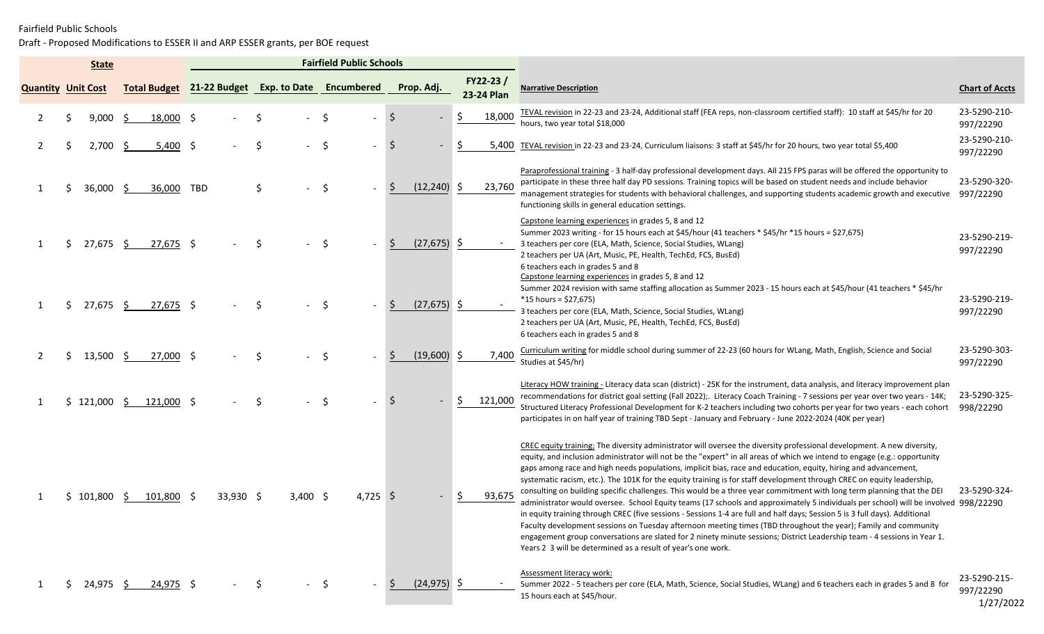Fairfield Public Schools

Draft - Proposed Modifications to ESSER II and ARP ESSER grants, per BOE request

| State | | | Fairfield Public Schools | | | | | | | |
|---|---|---|---|---|---|---|---|---|---|
| Quantity | Unit Cost | Total Budget | 21-22 Budget | Exp. to Date | Encumbered | Prop. Adj. | FY22-23 / 23-24 Plan | Narrative Description | Chart of Accts |
| 2 | $ 9,000 | $ 18,000 | $ - | $ - | $ - | $ - | $ 18,000 | TEVAL revision in 22-23 and 23-24, Additional staff (FEA reps, non-classroom certified staff): 10 staff at $45/hr for 20 hours, two year total $18,000 | 23-5290-210-997/22290 |
| 2 | $ 2,700 | $ 5,400 | $ - | $ - | $ - | $ - | $ 5,400 | TEVAL revision in 22-23 and 23-24, Curriculum liaisons: 3 staff at $45/hr for 20 hours, two year total $5,400 | 23-5290-210-997/22290 |
| 1 | $ 36,000 | $ 36,000 | TBD | $ - | $ - | $ (12,240) | $ 23,760 | Paraprofessional training - 3 half-day professional development days. All 215 FPS paras will be offered the opportunity to participate in these three half day PD sessions. Training topics will be based on student needs and include behavior management strategies for students with behavioral challenges, and supporting students academic growth and executive functioning skills in general education settings. | 23-5290-320-997/22290 |
| 1 | $ 27,675 | $ 27,675 | $ - | $ - | $ - | $ (27,675) | $ - | Capstone learning experiences in grades 5, 8 and 12<br>Summer 2023 writing - for 15 hours each at $45/hour (41 teachers * $45/hr *15 hours = $27,675)<br>3 teachers per core (ELA, Math, Science, Social Studies, WLang)<br>2 teachers per UA (Art, Music, PE, Health, TechEd, FCS, BusEd)<br>6 teachers each in grades 5 and 8 | 23-5290-219-997/22290 |
| 1 | $ 27,675 | $ 27,675 | $ - | $ - | $ - | $ (27,675) | $ - | Capstone learning experiences in grades 5, 8 and 12<br>Summer 2024 revision with same staffing allocation as Summer 2023 - 15 hours each at $45/hour (41 teachers * $45/hr *15 hours = $27,675)<br>3 teachers per core (ELA, Math, Science, Social Studies, WLang)<br>2 teachers per UA (Art, Music, PE, Health, TechEd, FCS, BusEd)<br>6 teachers each in grades 5 and 8 | 23-5290-219-997/22290 |
| 2 | $ 13,500 | $ 27,000 | $ - | $ - | $ - | $ (19,600) | $ 7,400 | Curriculum writing for middle school during summer of 22-23 (60 hours for WLang, Math, English, Science and Social Studies at $45/hr) | 23-5290-303-997/22290 |
| 1 | $ 121,000 | $ 121,000 | $ - | $ - | $ - | $ - | $ 121,000 | Literacy HOW training - Literacy data scan (district) - 25K for the instrument, data analysis, and literacy improvement plan recommendations for district goal setting (Fall 2022);. Literacy Coach Training - 7 sessions per year over two years - 14K; Structured Literacy Professional Development for K-2 teachers including two cohorts per year for two years - each cohort participates in on half year of training TBD Sept - January and February - June 2022-2024 (40K per year) | 23-5290-325-998/22290 |
| 1 | $ 101,800 | $ 101,800 | $ 33,930 | $ 3,400 | $ 4,725 | $ - | $ 93,675 | CREC equity training; The diversity administrator will oversee the diversity professional development. A new diversity, equity, and inclusion administrator will not be the "expert" in all areas of which we intend to engage (e.g.: opportunity gaps among race and high needs populations, implicit bias, race and education, equity, hiring and advancement, systematic racism, etc.). The 101K for the equity training is for staff development through CREC on equity leadership, consulting on building specific challenges. This would be a three year commitment with long term planning that the DEI administrator would oversee. School Equity teams (17 schools and approximately 5 individuals per school) will be involved in equity training through CREC (five sessions - Sessions 1-4 are full and half days; Session 5 is 3 full days). Additional Faculty development sessions on Tuesday afternoon meeting times (TBD throughout the year); Family and community engagement group conversations are slated for 2 ninety minute sessions; District Leadership team - 4 sessions in Year 1. Years 2 3 will be determined as a result of year's one work. | 23-5290-324-998/22290 |
| 1 | $ 24,975 | $ 24,975 | $ - | $ - | $ - | $ (24,975) | $ - | Assessment literacy work:<br>Summer 2022 - 5 teachers per core (ELA, Math, Science, Social Studies, WLang) and 6 teachers each in grades 5 and 8 for 15 hours each at $45/hour. | 23-5290-215-997/22290 |

1/27/2022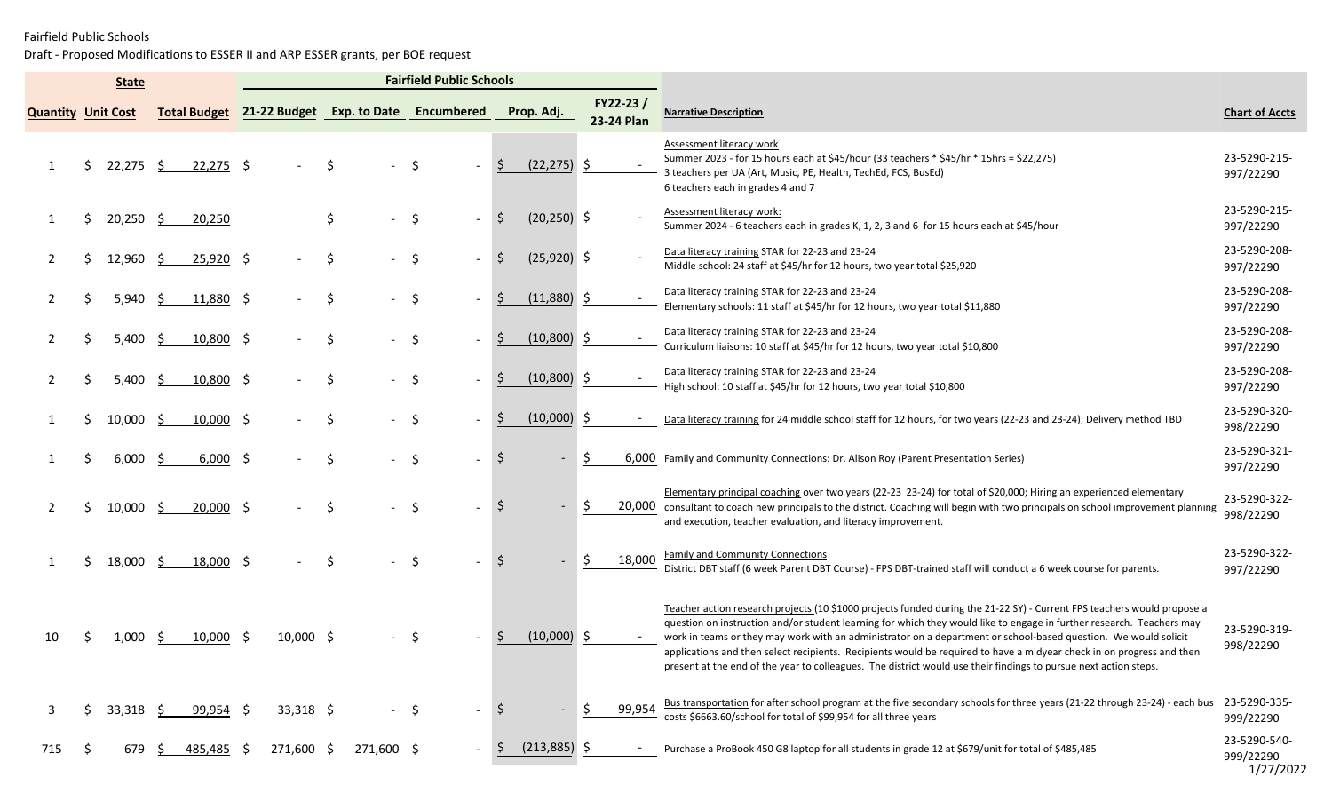Fairfield Public Schools

Draft - Proposed Modifications to ESSER II and ARP ESSER grants, per BOE request

| State | | | Fairfield Public Schools | | | | | | |
|---|---|---|---|---|---|---|---|---|---|
| Quantity | Unit Cost | Total Budget | 21-22 Budget | Exp. to Date | Encumbered | Prop. Adj. | FY22-23 / 23-24 Plan | Narrative Description | Chart of Accts |
| 1 | $ 22,275 | $ 22,275 | $ - | $ - | $ - | $ (22,275) | $ - | Assessment literacy work<br>Summer 2023 - for 15 hours each at $45/hour (33 teachers * $45/hr * 15hrs = $22,275)<br>3 teachers per UA (Art, Music, PE, Health, TechEd, FCS, BusEd)<br>6 teachers each in grades 4 and 7 | 23-5290-215-997/22290 |
| 1 | $ 20,250 | $ 20,250 | | $ - | $ - | $ (20,250) | $ - | Assessment literacy work:<br>Summer 2024 - 6 teachers each in grades K, 1, 2, 3 and 6 for 15 hours each at $45/hour | 23-5290-215-997/22290 |
| 2 | $ 12,960 | $ 25,920 | $ - | $ - | $ - | $ (25,920) | $ - | Data literacy training STAR for 22-23 and 23-24<br>Middle school: 24 staff at $45/hr for 12 hours, two year total $25,920 | 23-5290-208-997/22290 |
| 2 | $ 5,940 | $ 11,880 | $ - | $ - | $ - | $ (11,880) | $ - | Data literacy training STAR for 22-23 and 23-24<br>Elementary schools: 11 staff at $45/hr for 12 hours, two year total $11,880 | 23-5290-208-997/22290 |
| 2 | $ 5,400 | $ 10,800 | $ - | $ - | $ - | $ (10,800) | $ - | Data literacy training STAR for 22-23 and 23-24<br>Curriculum liaisons: 10 staff at $45/hr for 12 hours, two year total $10,800 | 23-5290-208-997/22290 |
| 2 | $ 5,400 | $ 10,800 | $ - | $ - | $ - | $ (10,800) | $ - | Data literacy training STAR for 22-23 and 23-24<br>High school: 10 staff at $45/hr for 12 hours, two year total $10,800 | 23-5290-208-997/22290 |
| 1 | $ 10,000 | $ 10,000 | $ - | $ - | $ - | $ (10,000) | $ - | Data literacy training for 24 middle school staff for 12 hours, for two years (22-23 and 23-24); Delivery method TBD | 23-5290-320-998/22290 |
| 1 | $ 6,000 | $ 6,000 | $ - | $ - | $ - | $ - | $ 6,000 | Family and Community Connections: Dr. Alison Roy (Parent Presentation Series) | 23-5290-321-997/22290 |
| 2 | $ 10,000 | $ 20,000 | $ - | $ - | $ - | $ - | $ 20,000 | Elementary principal coaching over two years (22-23 23-24) for total of $20,000; Hiring an experienced elementary consultant to coach new principals to the district. Coaching will begin with two principals on school improvement planning and execution, teacher evaluation, and literacy improvement. | 23-5290-322-998/22290 |
| 1 | $ 18,000 | $ 18,000 | $ - | $ - | $ - | $ - | $ 18,000 | Family and Community Connections<br>District DBT staff (6 week Parent DBT Course) - FPS DBT-trained staff will conduct a 6 week course for parents. | 23-5290-322-997/22290 |
| 10 | $ 1,000 | $ 10,000 | $ 10,000 | $ - | $ - | $ (10,000) | $ - | Teacher action research projects (10 $1000 projects funded during the 21-22 SY) - Current FPS teachers would propose a question on instruction and/or student learning for which they would like to engage in further research. Teachers may work in teams or they may work with an administrator on a department or school-based question. We would solicit applications and then select recipients. Recipients would be required to have a midyear check in on progress and then present at the end of the year to colleagues. The district would use their findings to pursue next action steps. | 23-5290-319-998/22290 |
| 3 | $ 33,318 | $ 99,954 | $ 33,318 | $ - | $ - | $ - | $ 99,954 | Bus transportation for after school program at the five secondary schools for three years (21-22 through 23-24) - each bus costs $6663.60/school for total of $99,954 for all three years | 23-5290-335-999/22290 |
| 715 | $ 679 | $ 485,485 | $ 271,600 | $ 271,600 | $ - | $ (213,885) | $ - | Purchase a ProBook 450 G8 laptop for all students in grade 12 at $679/unit for total of $485,485 | 23-5290-540-999/22290 |

1/27/2022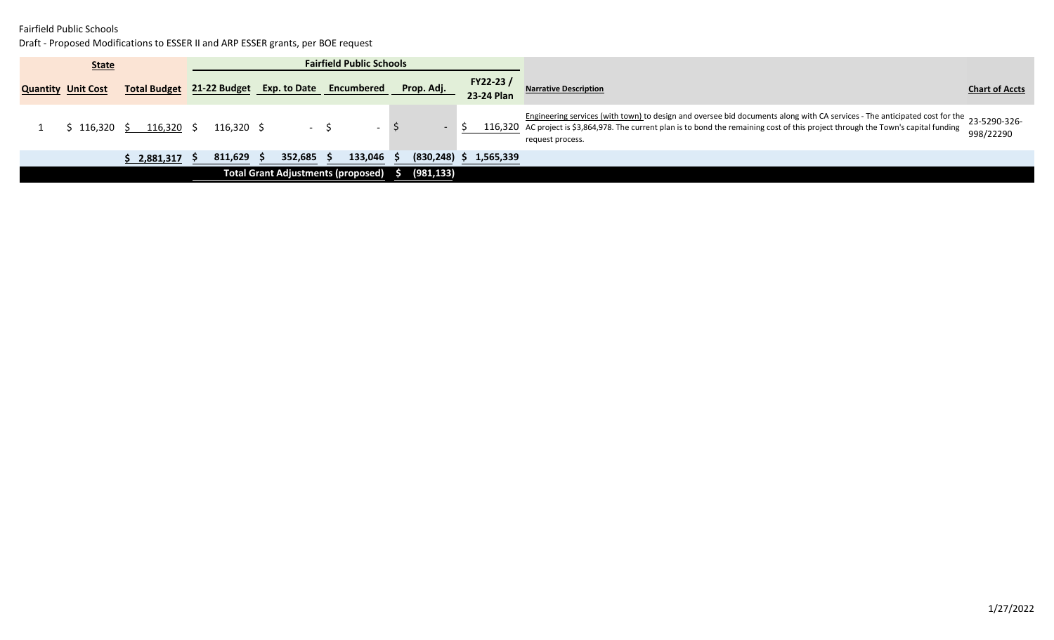Fairfield Public Schools

Draft - Proposed Modifications to ESSER II and ARP ESSER grants, per BOE request

| State | | | Fairfield Public Schools | | | | | | |
|---|---|---|---|---|---|---|---|---|---|
| Quantity | Unit Cost | Total Budget | 21-22 Budget | Exp. to Date | Encumbered | Prop. Adj. | FY22-23 / 23-24 Plan | Narrative Description | Chart of Accts |
| 1 | $ 116,320 | $ 116,320 | $ 116,320 | $ - | $ - | $ - | $ 116,320 | Engineering services (with town) to design and oversee bid documents along with CA services - The anticipated cost for the AC project is $3,864,978. The current plan is to bond the remaining cost of this project through the Town's capital funding request process. | 23-5290-326-998/22290 |
| | | $ 2,881,317 | $ 811,629 | $ 352,685 | $ 133,046 | $ (830,248) | $ 1,565,339 | | |
| | | | Total Grant Adjustments (proposed) | | | $ (981,133) | | | |

1/27/2022